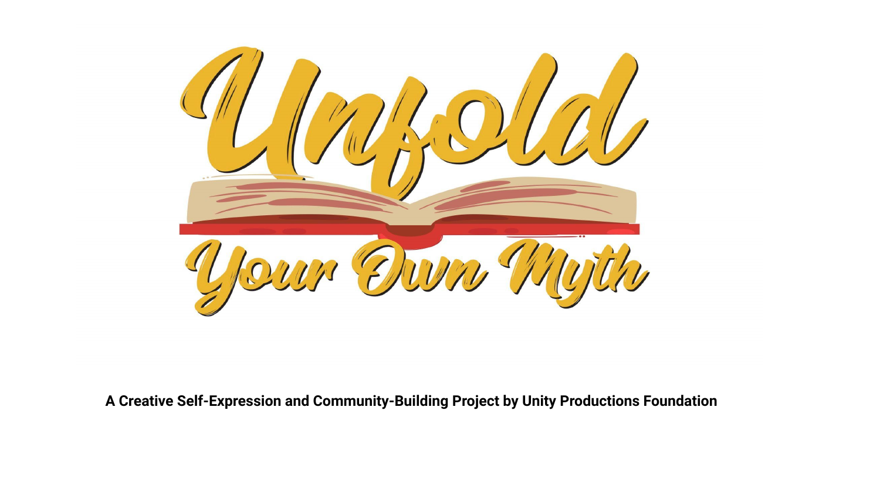# Unfold Your Own Myth

**A Creative Self-Expression and Community-Building Project by Unity Productions Foundation**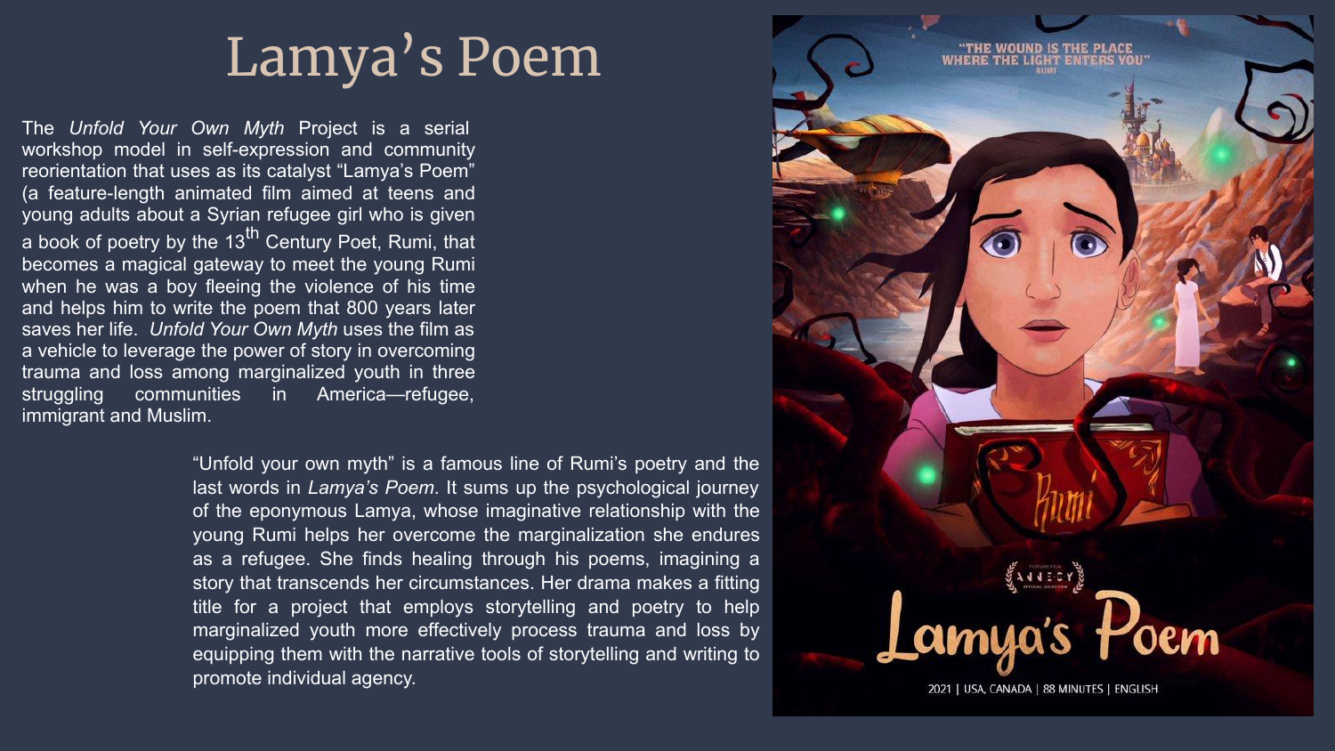# Lamya's Poem

The *Unfold Your Own Myth* Project is a serial workshop model in self-expression and community reorientation that uses as its catalyst "Lamya's Poem" (a feature-length animated film aimed at teens and young adults about a Syrian refugee girl who is given a book of poetry by the $13^{th}$ Century Poet, Rumi, that becomes a magical gateway to meet the young Rumi when he was a boy fleeing the violence of his time and helps him to write the poem that 800 years later saves her life. *Unfold Your Own Myth* uses the film as a vehicle to leverage the power of story in overcoming trauma and loss among marginalized youth in three struggling communities in America—refugee, immigrant and Muslim.

"Unfold your own myth" is a famous line of Rumi's poetry and the last words in *Lamya's Poem*. It sums up the psychological journey of the eponymous Lamya, whose imaginative relationship with the young Rumi helps her overcome the marginalization she endures as a refugee. She finds healing through his poems, imagining a story that transcends her circumstances. Her drama makes a fitting title for a project that employs storytelling and poetry to help marginalized youth more effectively process trauma and loss by equipping them with the narrative tools of storytelling and writing to promote individual agency.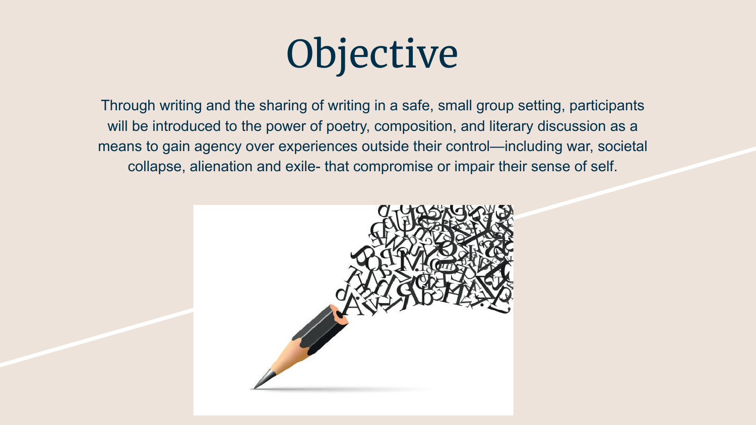# Objective

Through writing and the sharing of writing in a safe, small group setting, participants will be introduced to the power of poetry, composition, and literary discussion as a means to gain agency over experiences outside their control—including war, societal collapse, alienation and exile- that compromise or impair their sense of self.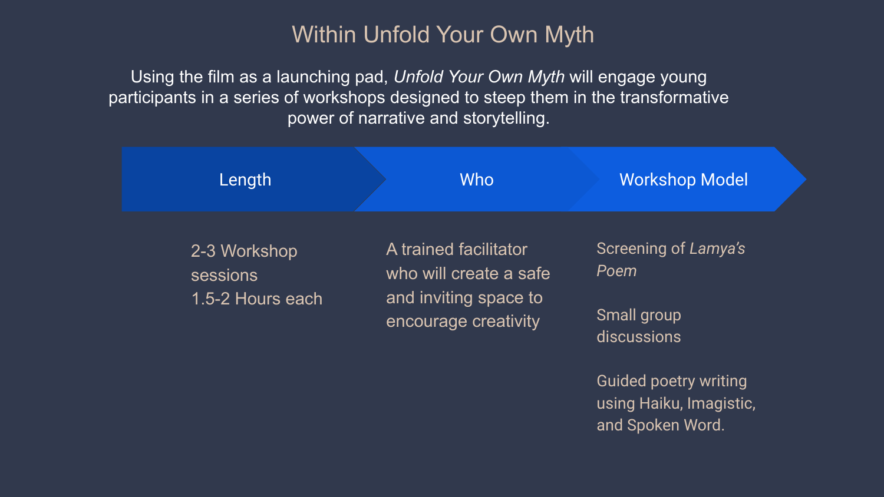# Within Unfold Your Own Myth

Using the film as a launching pad, *Unfold Your Own Myth* will engage young participants in a series of workshops designed to steep them in the transformative power of narrative and storytelling.

## Length

2-3 Workshop sessions
1.5-2 Hours each

## Who

A trained facilitator who will create a safe and inviting space to encourage creativity

## Workshop Model

Screening of *Lamya's Poem*

Small group discussions

Guided poetry writing using Haiku, Imagistic, and Spoken Word.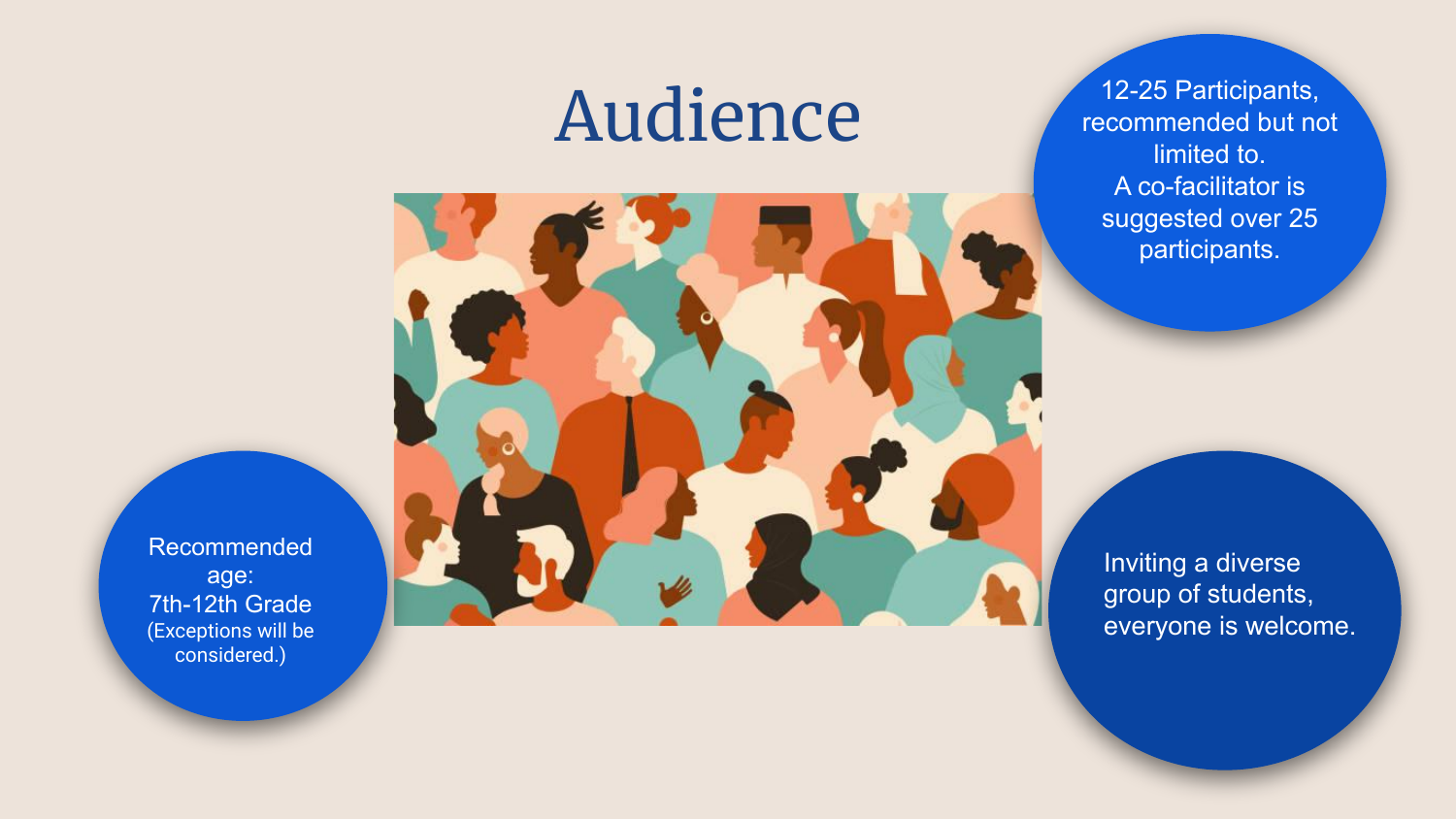# Audience

12-25 Participants, recommended but not limited to.
A co-facilitator is suggested over 25 participants.

Recommended age:
7th-12th Grade
(Exceptions will be considered.)

Inviting a diverse group of students, everyone is welcome.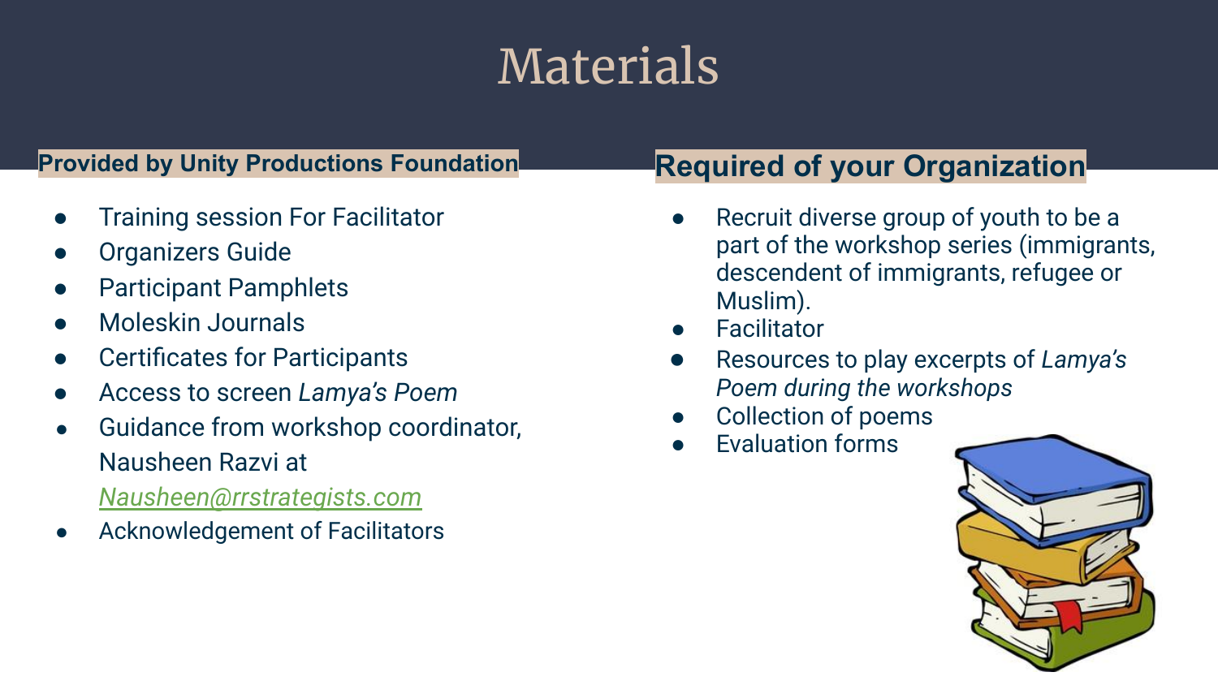# Materials

## Provided by Unity Productions Foundation

- Training session For Facilitator
- Organizers Guide
- Participant Pamphlets
- Moleskin Journals
- Certificates for Participants
- Access to screen *Lamya's Poem*
- Guidance from workshop coordinator, Nausheen Razvi at *Nausheen@rrstrategists.com*
- Acknowledgement of Facilitators

## Required of your Organization

- Recruit diverse group of youth to be a part of the workshop series (immigrants, descendent of immigrants, refugee or Muslim).
- Facilitator
- Resources to play excerpts of *Lamya's Poem during the workshops*
- Collection of poems
- Evaluation forms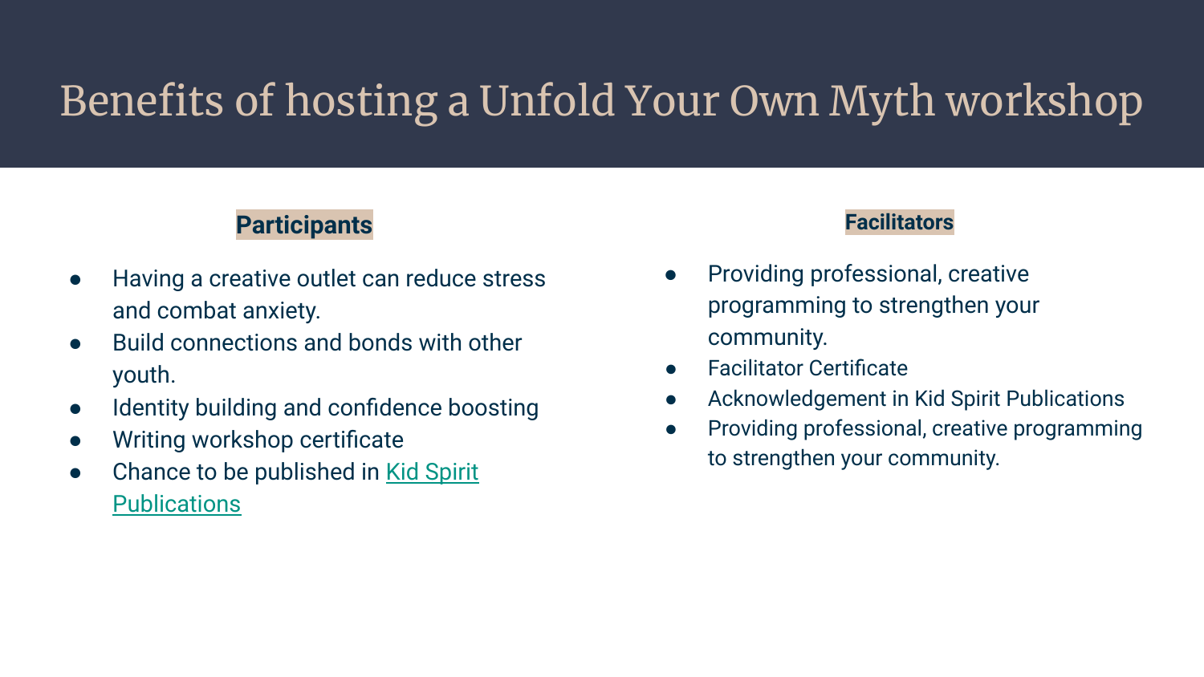# Benefits of hosting a Unfold Your Own Myth workshop

**Participants**

- Having a creative outlet can reduce stress and combat anxiety.
- Build connections and bonds with other youth.
- Identity building and confidence boosting
- Writing workshop certificate
- Chance to be published in Kid Spirit Publications

**Facilitators**

- Providing professional, creative programming to strengthen your community.
- Facilitator Certificate
- Acknowledgement in Kid Spirit Publications
- Providing professional, creative programming to strengthen your community.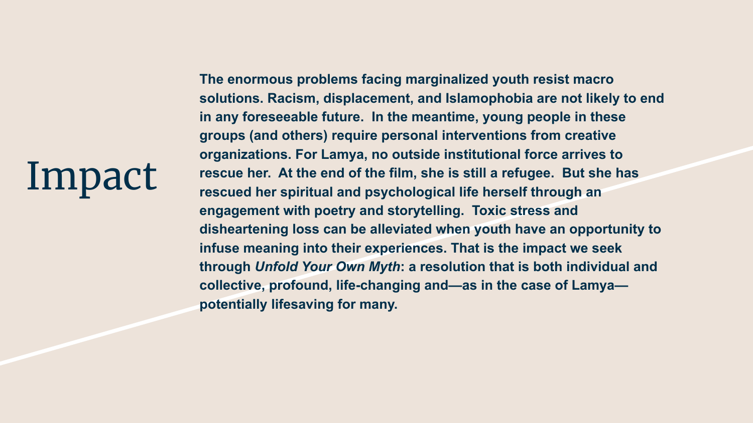# Impact

**The enormous problems facing marginalized youth resist macro solutions. Racism, displacement, and Islamophobia are not likely to end in any foreseeable future. In the meantime, young people in these groups (and others) require personal interventions from creative organizations. For Lamya, no outside institutional force arrives to rescue her. At the end of the film, she is still a refugee. But she has rescued her spiritual and psychological life herself through an engagement with poetry and storytelling. Toxic stress and disheartening loss can be alleviated when youth have an opportunity to infuse meaning into their experiences. That is the impact we seek through *Unfold Your Own Myth*: a resolution that is both individual and collective, profound, life-changing and—as in the case of Lamya—potentially lifesaving for many.**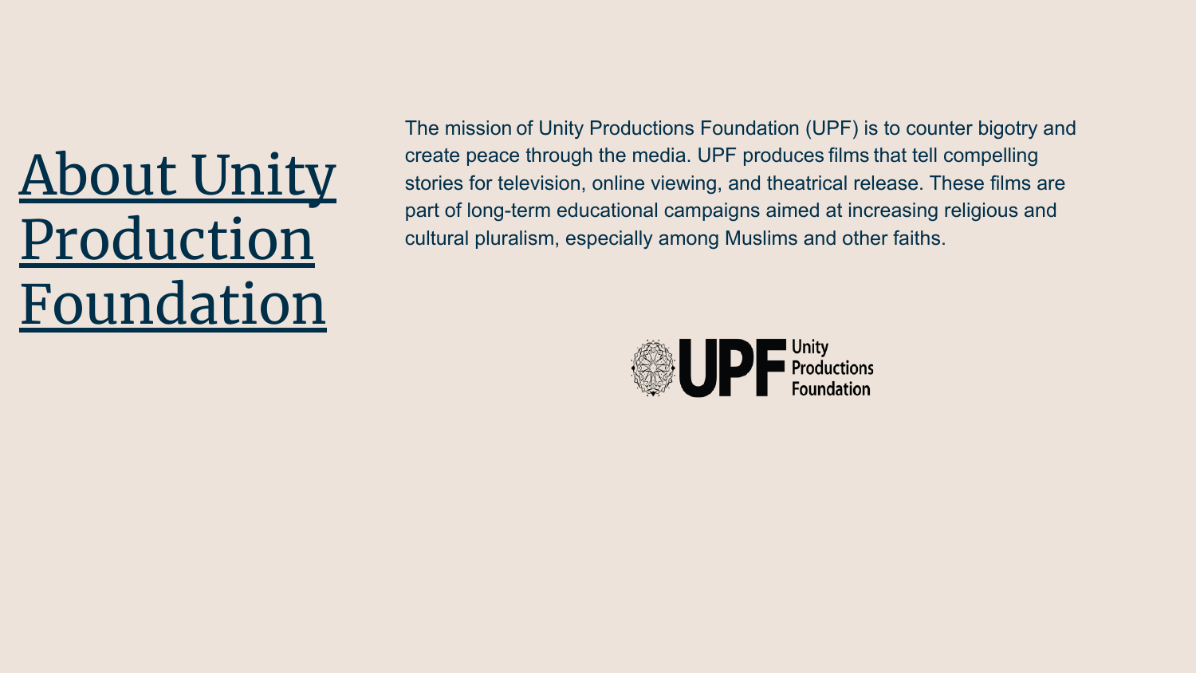# About Unity Production Foundation

The mission of Unity Productions Foundation (UPF) is to counter bigotry and create peace through the media. UPF produces films that tell compelling stories for television, online viewing, and theatrical release. These films are part of long-term educational campaigns aimed at increasing religious and cultural pluralism, especially among Muslims and other faiths.

UPF Unity Productions Foundation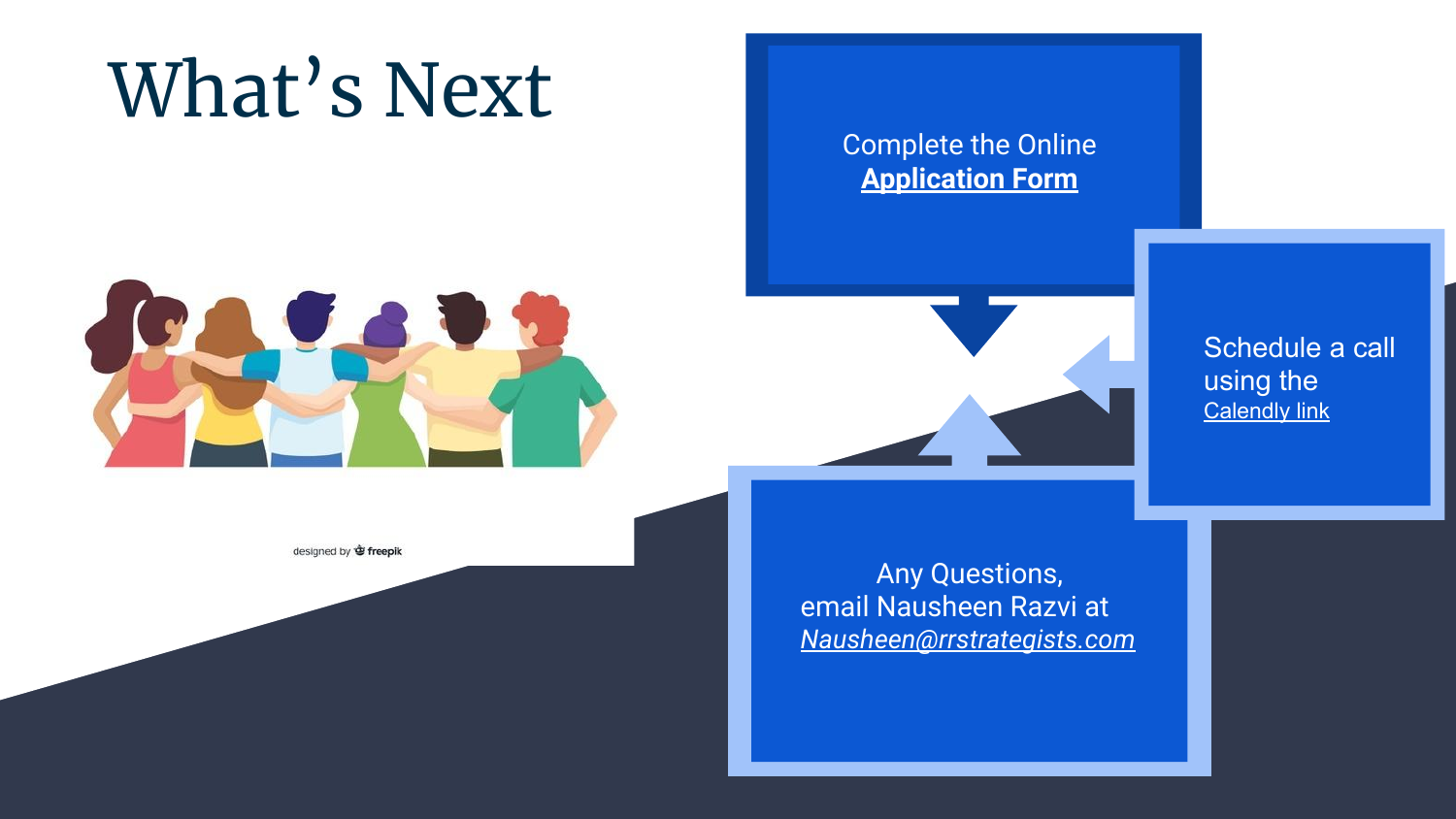# What's Next

designed by freepik

Complete the Online
**Application Form**

Schedule a call using the Calendly link

Any Questions,
email Nausheen Razvi at
*Nausheen@rrstrategists.com*